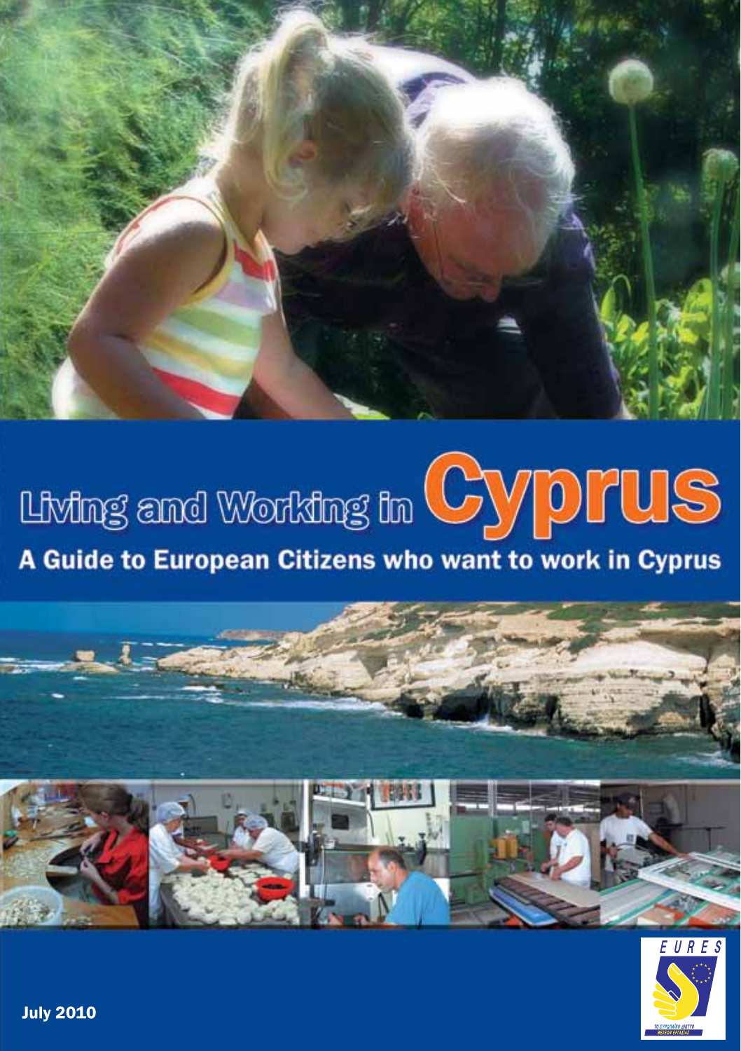# Living and Working in Cyprus

## A Guide to European Citizens who want to work in Cyprus

EURES

ΤΟ ΕΥΡΩΠΑΪΚΟ ΔΙΚΤΥΟ ΘΕΣΕΩΝ ΕΡΓΑΣΙΑΣ

July 2010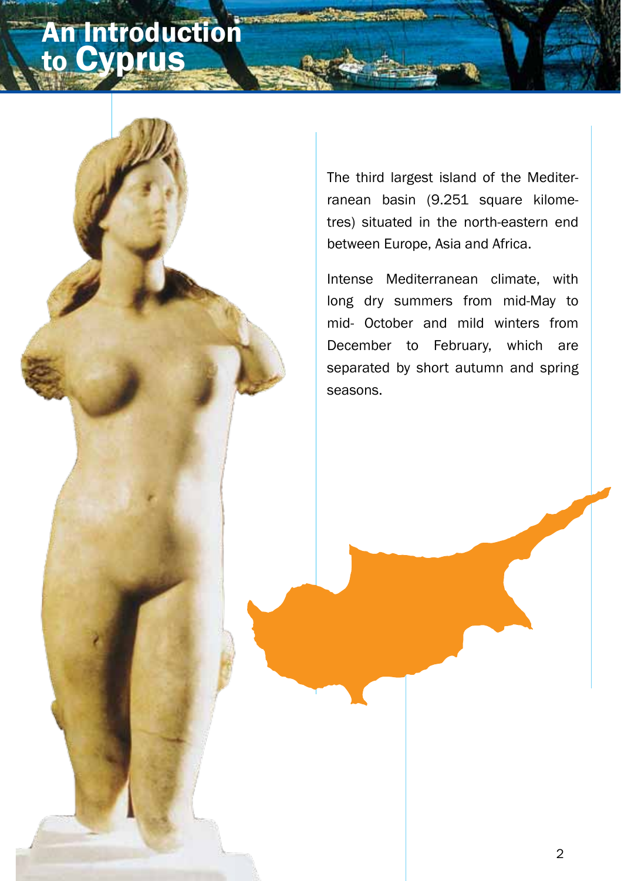# An Introduction to Cyprus

The third largest island of the Mediterranean basin (9.251 square kilometres) situated in the north-eastern end between Europe, Asia and Africa.

Intense Mediterranean climate, with long dry summers from mid-May to mid- October and mild winters from December to February, which are separated by short autumn and spring seasons.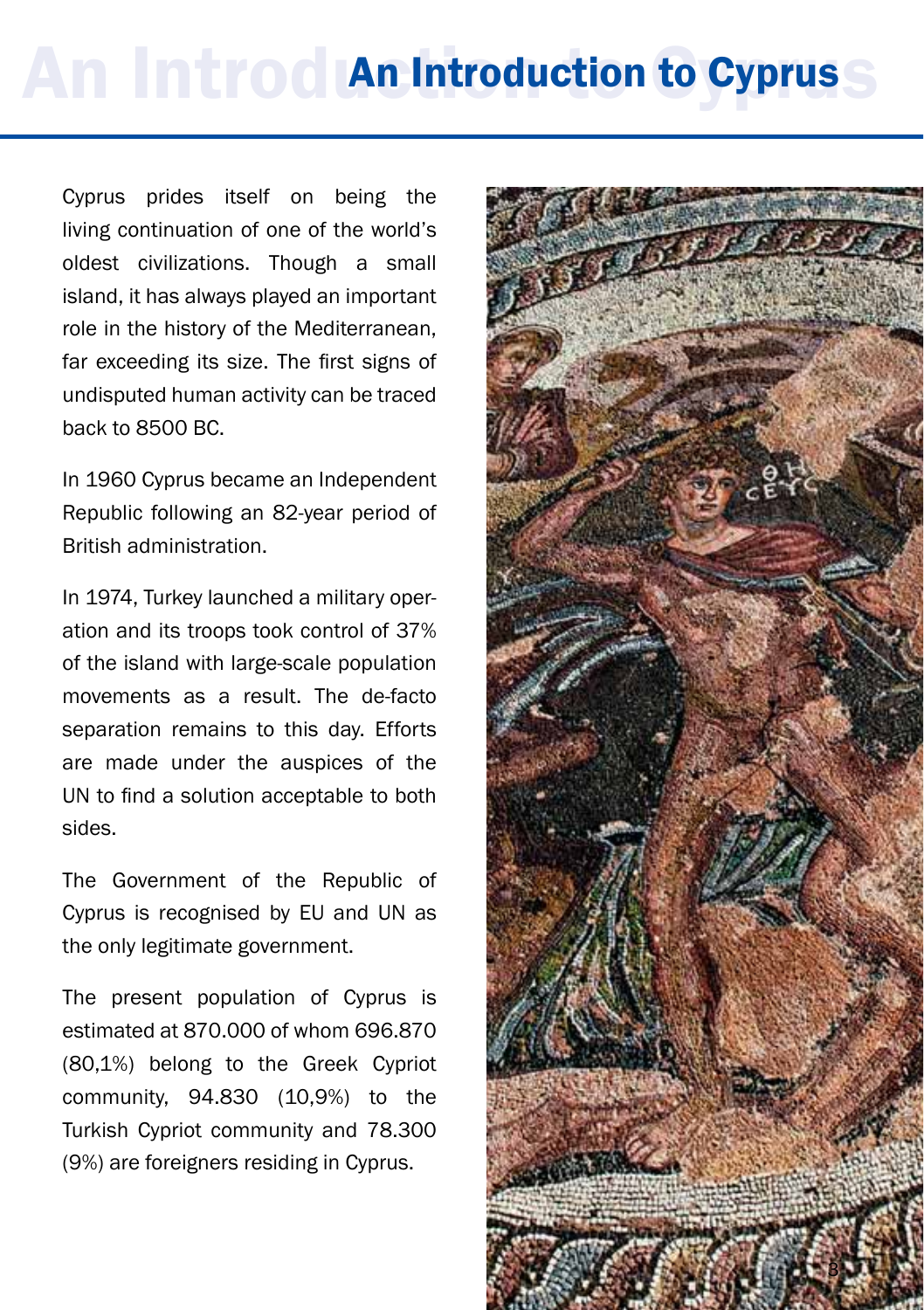# An Introduction to Cyprus

Cyprus prides itself on being the living continuation of one of the world's oldest civilizations. Though a small island, it has always played an important role in the history of the Mediterranean, far exceeding its size. The first signs of undisputed human activity can be traced back to 8500 BC.

In 1960 Cyprus became an Independent Republic following an 82-year period of British administration.

In 1974, Turkey launched a military operation and its troops took control of 37% of the island with large-scale population movements as a result. The de-facto separation remains to this day. Efforts are made under the auspices of the UN to find a solution acceptable to both sides.

The Government of the Republic of Cyprus is recognised by EU and UN as the only legitimate government.

The present population of Cyprus is estimated at 870.000 of whom 696.870 (80,1%) belong to the Greek Cypriot community, 94.830 (10,9%) to the Turkish Cypriot community and 78.300 (9%) are foreigners residing in Cyprus.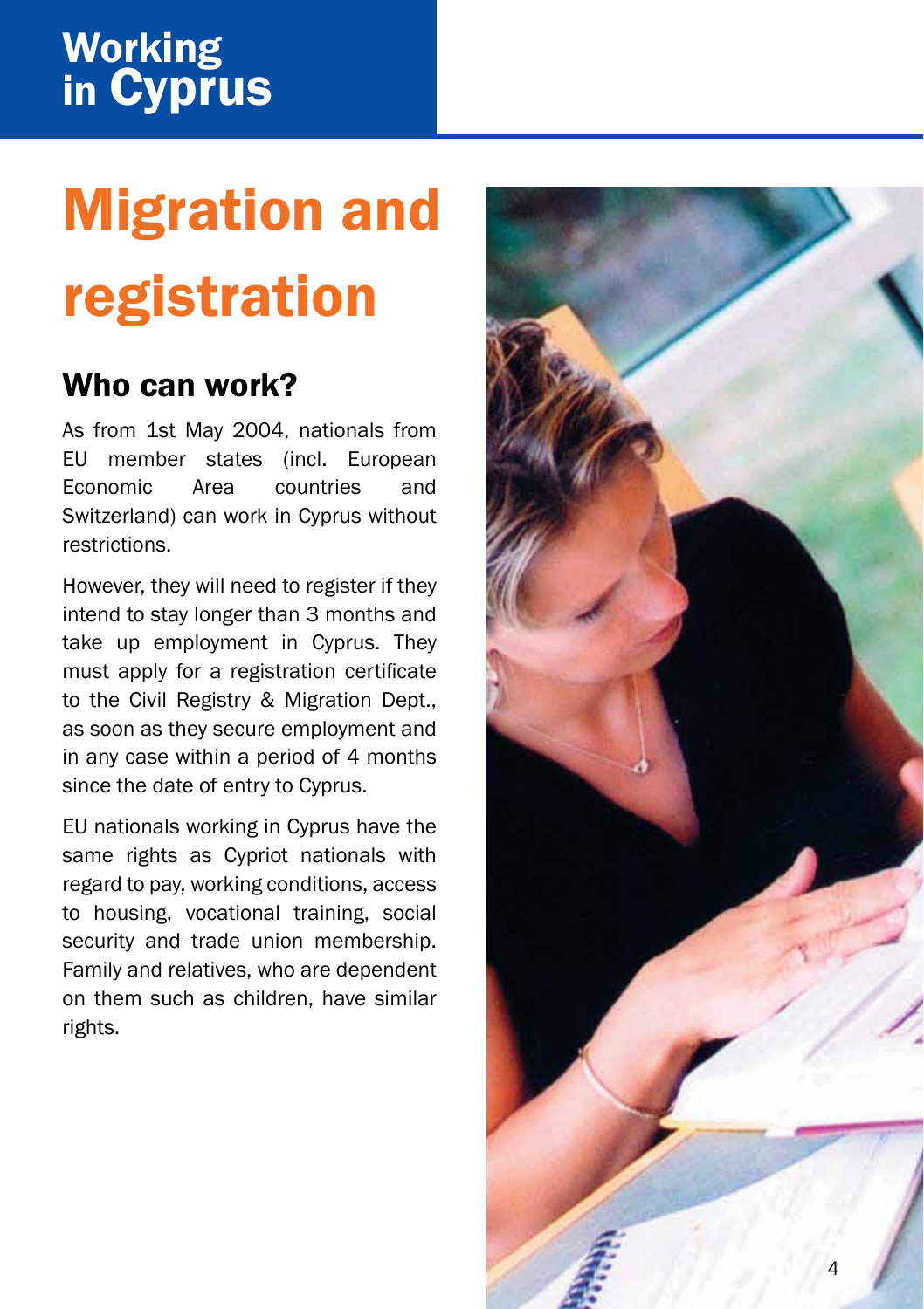# Migration and registration

## Who can work?

As from 1st May 2004, nationals from EU member states (incl. European Economic Area countries and Switzerland) can work in Cyprus without restrictions.

However, they will need to register if they intend to stay longer than 3 months and take up employment in Cyprus. They must apply for a registration certificate to the Civil Registry & Migration Dept., as soon as they secure employment and in any case within a period of 4 months since the date of entry to Cyprus.

EU nationals working in Cyprus have the same rights as Cypriot nationals with regard to pay, working conditions, access to housing, vocational training, social security and trade union membership. Family and relatives, who are dependent on them such as children, have similar rights.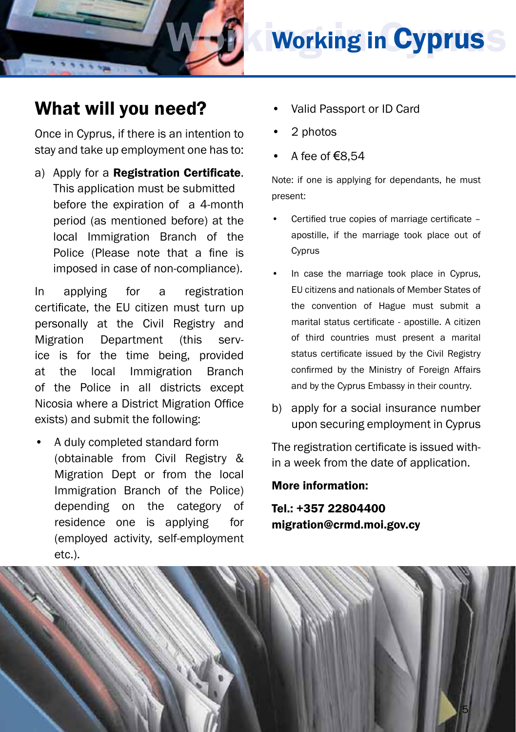## What will you need?

Once in Cyprus, if there is an intention to stay and take up employment one has to:

a) Apply for a **Registration Certificate**. This application must be submitted before the expiration of a 4-month period (as mentioned before) at the local Immigration Branch of the Police (Please note that a fine is imposed in case of non-compliance).

In applying for a registration certificate, the EU citizen must turn up personally at the Civil Registry and Migration Department (this service is for the time being, provided at the local Immigration Branch of the Police in all districts except Nicosia where a District Migration Office exists) and submit the following:

- A duly completed standard form (obtainable from Civil Registry & Migration Dept or from the local Immigration Branch of the Police) depending on the category of residence one is applying for (employed activity, self-employment etc.).
- Valid Passport or ID Card
- 2 photos
- A fee of €8,54

Note: if one is applying for dependants, he must present:

- Certified true copies of marriage certificate – apostille, if the marriage took place out of Cyprus
- In case the marriage took place in Cyprus, EU citizens and nationals of Member States of the convention of Hague must submit a marital status certificate - apostille. A citizen of third countries must present a marital status certificate issued by the Civil Registry confirmed by the Ministry of Foreign Affairs and by the Cyprus Embassy in their country.

b) apply for a social insurance number upon securing employment in Cyprus

The registration certificate is issued within a week from the date of application.

**More information:**

**Tel.: +357 22804400**
**migration@crmd.moi.gov.cy**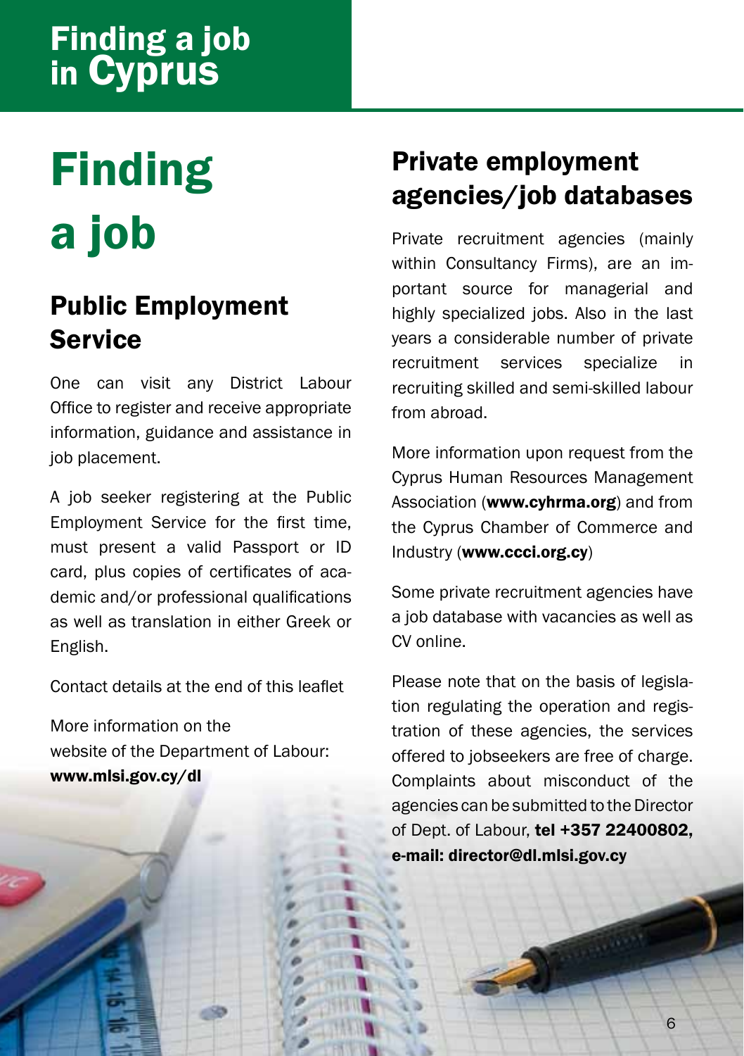# Finding a job

## Public Employment Service

One can visit any District Labour Office to register and receive appropriate information, guidance and assistance in job placement.

A job seeker registering at the Public Employment Service for the first time, must present a valid Passport or ID card, plus copies of certificates of academic and/or professional qualifications as well as translation in either Greek or English.

Contact details at the end of this leaflet

More information on the website of the Department of Labour: **www.mlsi.gov.cy/dl**

## Private employment agencies/job databases

Private recruitment agencies (mainly within Consultancy Firms), are an important source for managerial and highly specialized jobs. Also in the last years a considerable number of private recruitment services specialize in recruiting skilled and semi-skilled labour from abroad.

More information upon request from the Cyprus Human Resources Management Association (**www.cyhrma.org**) and from the Cyprus Chamber of Commerce and Industry (**www.ccci.org.cy**)

Some private recruitment agencies have a job database with vacancies as well as CV online.

Please note that on the basis of legislation regulating the operation and registration of these agencies, the services offered to jobseekers are free of charge. Complaints about misconduct of the agencies can be submitted to the Director of Dept. of Labour, **tel +357 22400802, e-mail: director@dl.mlsi.gov.cy**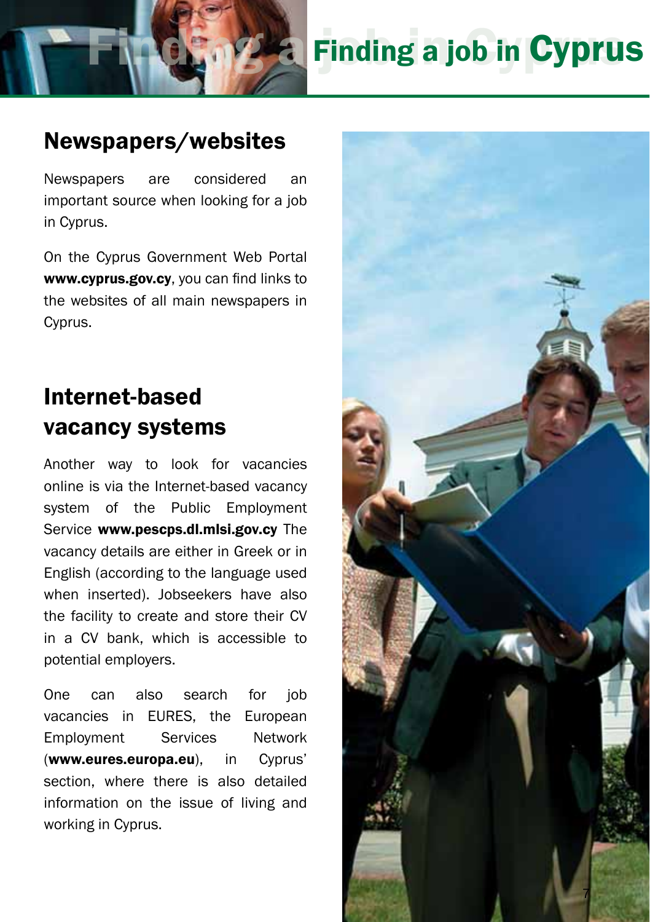## Newspapers/websites

Newspapers are considered an important source when looking for a job in Cyprus.

On the Cyprus Government Web Portal **www.cyprus.gov.cy**, you can find links to the websites of all main newspapers in Cyprus.

## Internet-based vacancy systems

Another way to look for vacancies online is via the Internet-based vacancy system of the Public Employment Service **www.pescps.dl.mlsi.gov.cy** The vacancy details are either in Greek or in English (according to the language used when inserted). Jobseekers have also the facility to create and store their CV in a CV bank, which is accessible to potential employers.

One can also search for job vacancies in EURES, the European Employment Services Network (**www.eures.europa.eu**), in Cyprus' section, where there is also detailed information on the issue of living and working in Cyprus.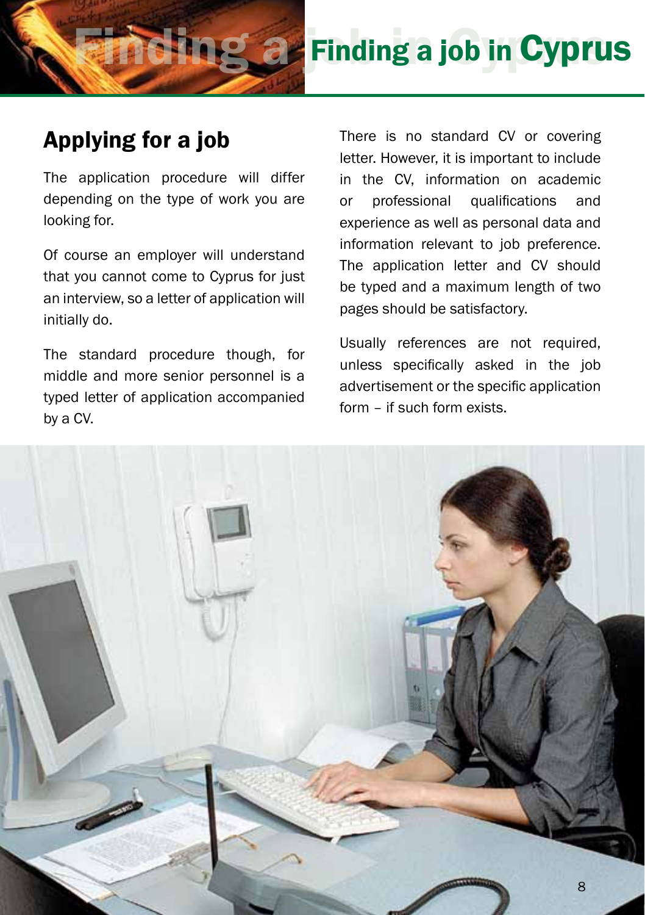## Applying for a job

The application procedure will differ depending on the type of work you are looking for.

Of course an employer will understand that you cannot come to Cyprus for just an interview, so a letter of application will initially do.

The standard procedure though, for middle and more senior personnel is a typed letter of application accompanied by a CV.

There is no standard CV or covering letter. However, it is important to include in the CV, information on academic or professional qualifications and experience as well as personal data and information relevant to job preference. The application letter and CV should be typed and a maximum length of two pages should be satisfactory.

Usually references are not required, unless specifically asked in the job advertisement or the specific application form – if such form exists.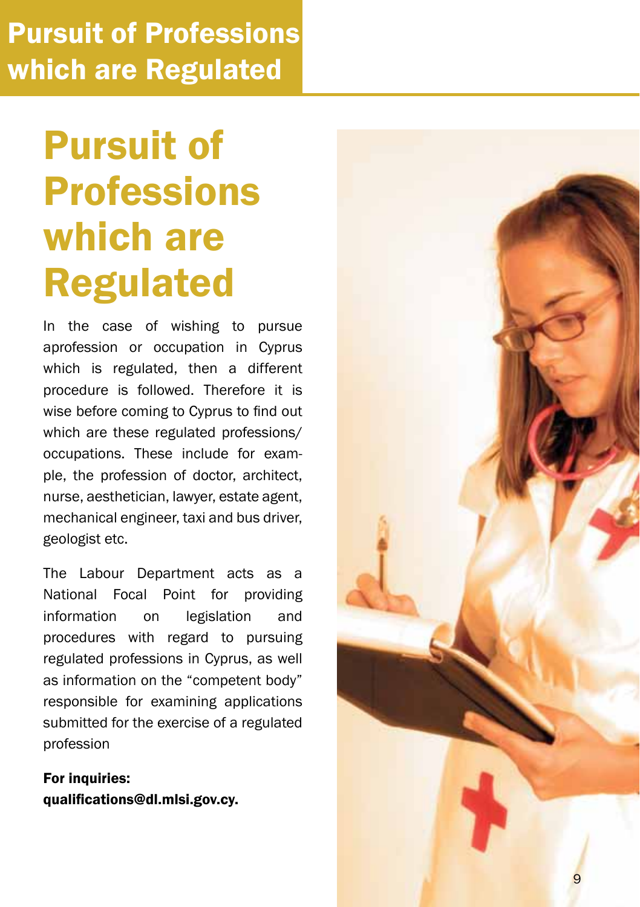# Pursuit of Professions which are Regulated

In the case of wishing to pursue aprofession or occupation in Cyprus which is regulated, then a different procedure is followed. Therefore it is wise before coming to Cyprus to find out which are these regulated professions/ occupations. These include for example, the profession of doctor, architect, nurse, aesthetician, lawyer, estate agent, mechanical engineer, taxi and bus driver, geologist etc.

The Labour Department acts as a National Focal Point for providing information on legislation and procedures with regard to pursuing regulated professions in Cyprus, as well as information on the "competent body" responsible for examining applications submitted for the exercise of a regulated profession

**For inquiries:**
**qualifications@dl.mlsi.gov.cy.**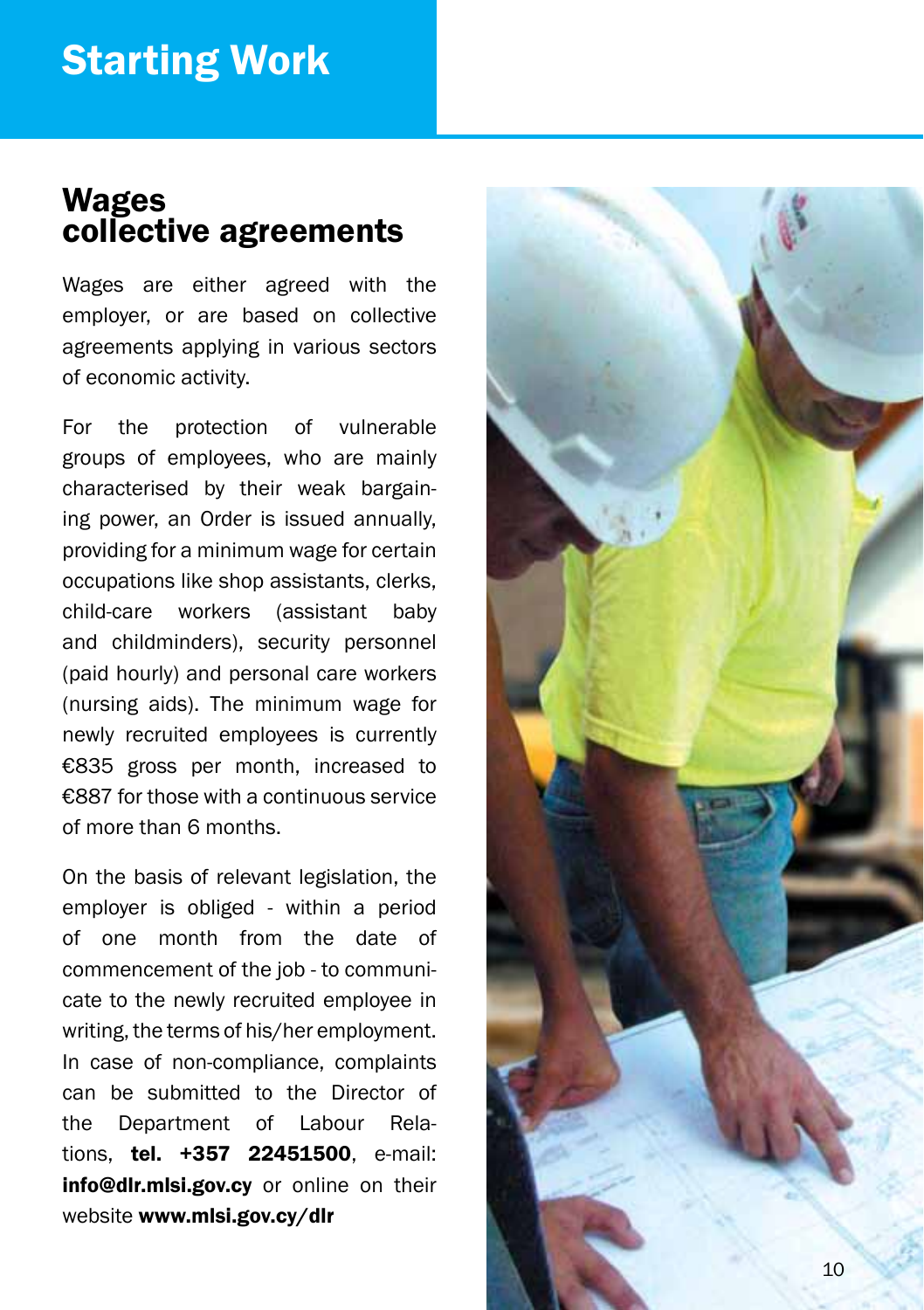# Starting Work

## Wages
## collective agreements

Wages are either agreed with the employer, or are based on collective agreements applying in various sectors of economic activity.

For the protection of vulnerable groups of employees, who are mainly characterised by their weak bargaining power, an Order is issued annually, providing for a minimum wage for certain occupations like shop assistants, clerks, child-care workers (assistant baby and childminders), security personnel (paid hourly) and personal care workers (nursing aids). The minimum wage for newly recruited employees is currently €835 gross per month, increased to €887 for those with a continuous service of more than 6 months.

On the basis of relevant legislation, the employer is obliged - within a period of one month from the date of commencement of the job - to communicate to the newly recruited employee in writing, the terms of his/her employment. In case of non-compliance, complaints can be submitted to the Director of the Department of Labour Relations, **tel. +357 22451500**, e-mail: **info@dlr.mlsi.gov.cy** or online on their website **www.mlsi.gov.cy/dlr**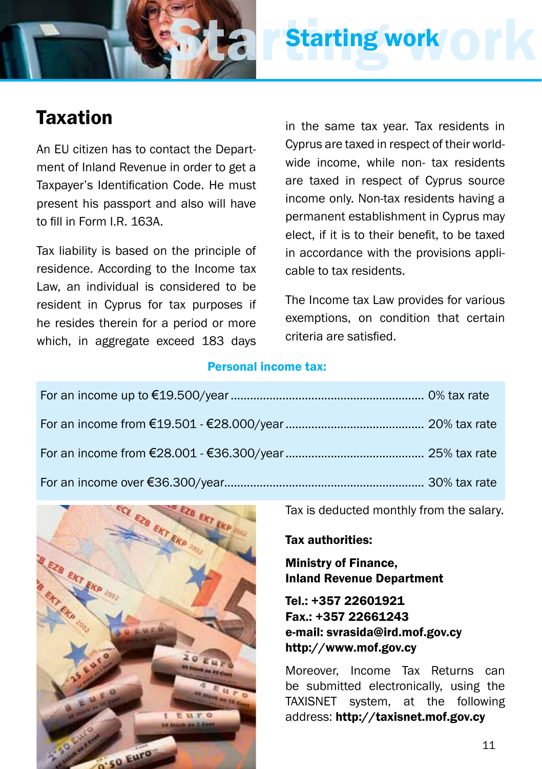# Starting work

## Taxation

An EU citizen has to contact the Department of Inland Revenue in order to get a Taxpayer's Identification Code. He must present his passport and also will have to fill in Form I.R. 163A.

Tax liability is based on the principle of residence. According to the Income tax Law, an individual is considered to be resident in Cyprus for tax purposes if he resides therein for a period or more which, in aggregate exceed 183 days in the same tax year. Tax residents in Cyprus are taxed in respect of their world-wide income, while non- tax residents are taxed in respect of Cyprus source income only. Non-tax residents having a permanent establishment in Cyprus may elect, if it is to their benefit, to be taxed in accordance with the provisions applicable to tax residents.

The Income tax Law provides for various exemptions, on condition that certain criteria are satisfied.

**Personal income tax:**

| Income | Tax rate |
|---|---|
| For an income up to €19.500/year | 0% tax rate |
| For an income from €19.501 - €28.000/year | 20% tax rate |
| For an income from €28.001 - €36.300/year | 25% tax rate |
| For an income over €36.300/year | 30% tax rate |

Tax is deducted monthly from the salary.

**Tax authorities:**

**Ministry of Finance,**
**Inland Revenue Department**

**Tel.: +357 22601921**
**Fax.: +357 22661243**
**e-mail: svrasida@ird.mof.gov.cy**
**http://www.mof.gov.cy**

Moreover, Income Tax Returns can be submitted electronically, using the TAXISNET system, at the following address: **http://taxisnet.mof.gov.cy**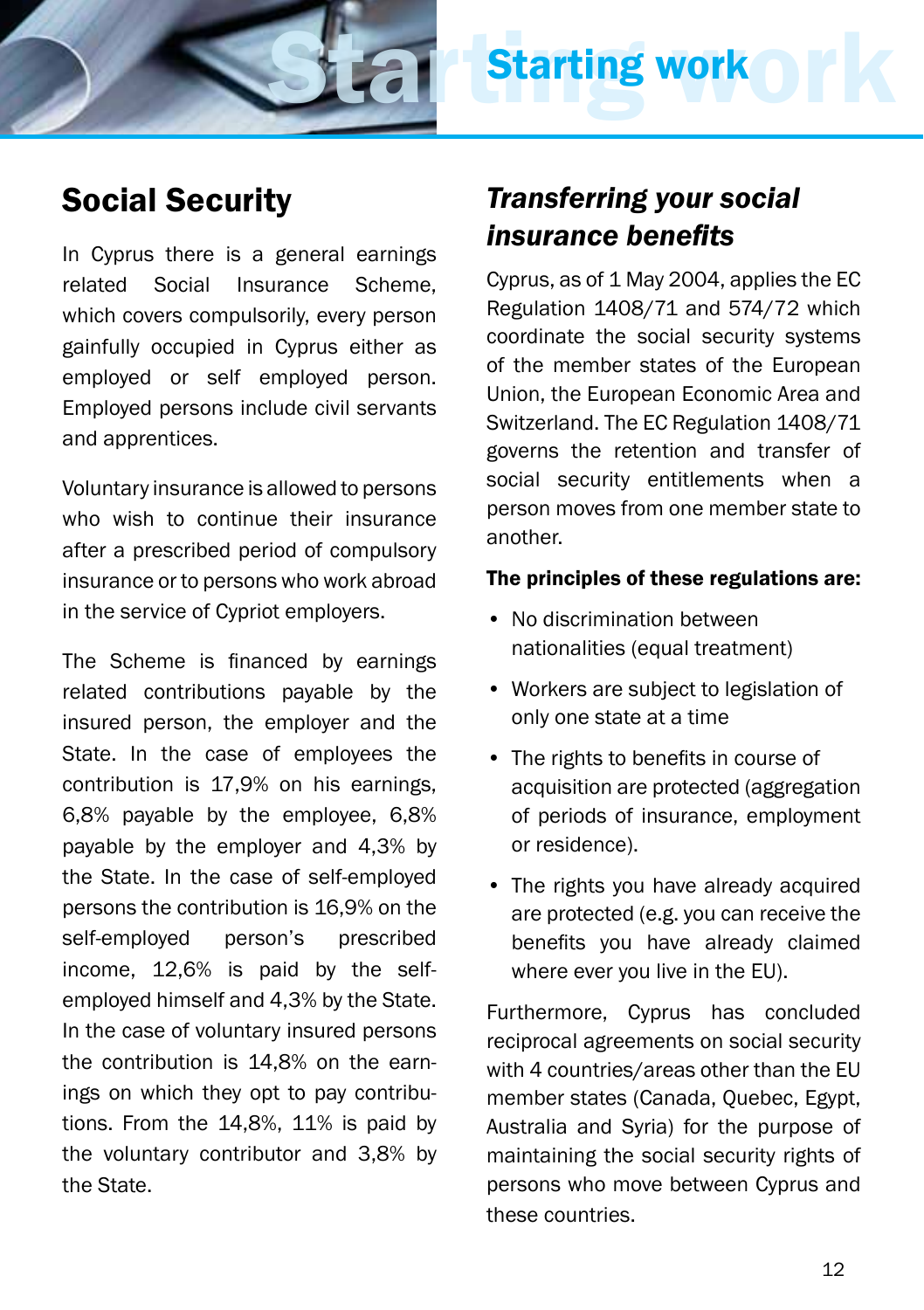# Starting work

## Social Security

In Cyprus there is a general earnings related Social Insurance Scheme, which covers compulsorily, every person gainfully occupied in Cyprus either as employed or self employed person. Employed persons include civil servants and apprentices.

Voluntary insurance is allowed to persons who wish to continue their insurance after a prescribed period of compulsory insurance or to persons who work abroad in the service of Cypriot employers.

The Scheme is financed by earnings related contributions payable by the insured person, the employer and the State. In the case of employees the contribution is 17,9% on his earnings, 6,8% payable by the employee, 6,8% payable by the employer and 4,3% by the State. In the case of self-employed persons the contribution is 16,9% on the self-employed person's prescribed income, 12,6% is paid by the self-employed himself and 4,3% by the State. In the case of voluntary insured persons the contribution is 14,8% on the earnings on which they opt to pay contributions. From the 14,8%, 11% is paid by the voluntary contributor and 3,8% by the State.

## *Transferring your social insurance benefits*

Cyprus, as of 1 May 2004, applies the EC Regulation 1408/71 and 574/72 which coordinate the social security systems of the member states of the European Union, the European Economic Area and Switzerland. The EC Regulation 1408/71 governs the retention and transfer of social security entitlements when a person moves from one member state to another.

**The principles of these regulations are:**

- No discrimination between nationalities (equal treatment)
- Workers are subject to legislation of only one state at a time
- The rights to benefits in course of acquisition are protected (aggregation of periods of insurance, employment or residence).
- The rights you have already acquired are protected (e.g. you can receive the benefits you have already claimed where ever you live in the EU).

Furthermore, Cyprus has concluded reciprocal agreements on social security with 4 countries/areas other than the EU member states (Canada, Quebec, Egypt, Australia and Syria) for the purpose of maintaining the social security rights of persons who move between Cyprus and these countries.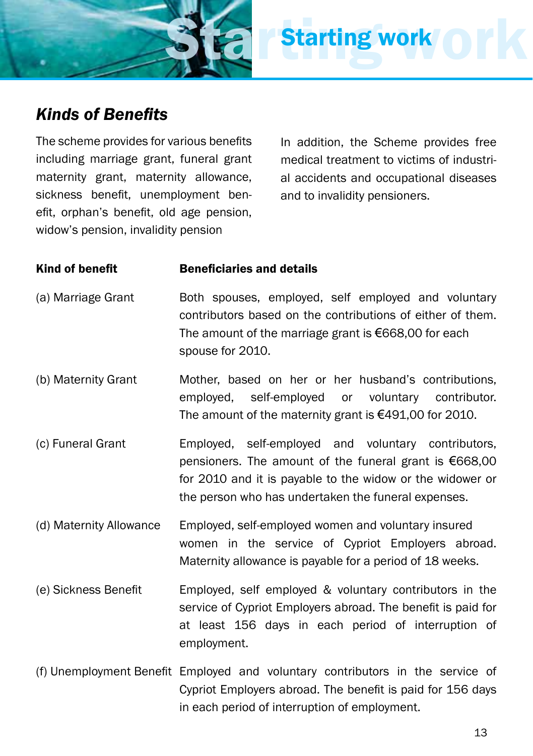## *Kinds of Benefits*

The scheme provides for various benefits including marriage grant, funeral grant maternity grant, maternity allowance, sickness benefit, unemployment benefit, orphan's benefit, old age pension, widow's pension, invalidity pension

In addition, the Scheme provides free medical treatment to victims of industrial accidents and occupational diseases and to invalidity pensioners.

| **Kind of benefit** | **Beneficiaries and details** |
|---|---|
| (a) Marriage Grant | Both spouses, employed, self employed and voluntary contributors based on the contributions of either of them. The amount of the marriage grant is €668,00 for each spouse for 2010. |
| (b) Maternity Grant | Mother, based on her or her husband's contributions, employed, self-employed or voluntary contributor. The amount of the maternity grant is €491,00 for 2010. |
| (c) Funeral Grant | Employed, self-employed and voluntary contributors, pensioners. The amount of the funeral grant is €668,00 for 2010 and it is payable to the widow or the widower or the person who has undertaken the funeral expenses. |
| (d) Maternity Allowance | Employed, self-employed women and voluntary insured women in the service of Cypriot Employers abroad. Maternity allowance is payable for a period of 18 weeks. |
| (e) Sickness Benefit | Employed, self employed & voluntary contributors in the service of Cypriot Employers abroad. The benefit is paid for at least 156 days in each period of interruption of employment. |
| (f) Unemployment Benefit | Employed and voluntary contributors in the service of Cypriot Employers abroad. The benefit is paid for 156 days in each period of interruption of employment. |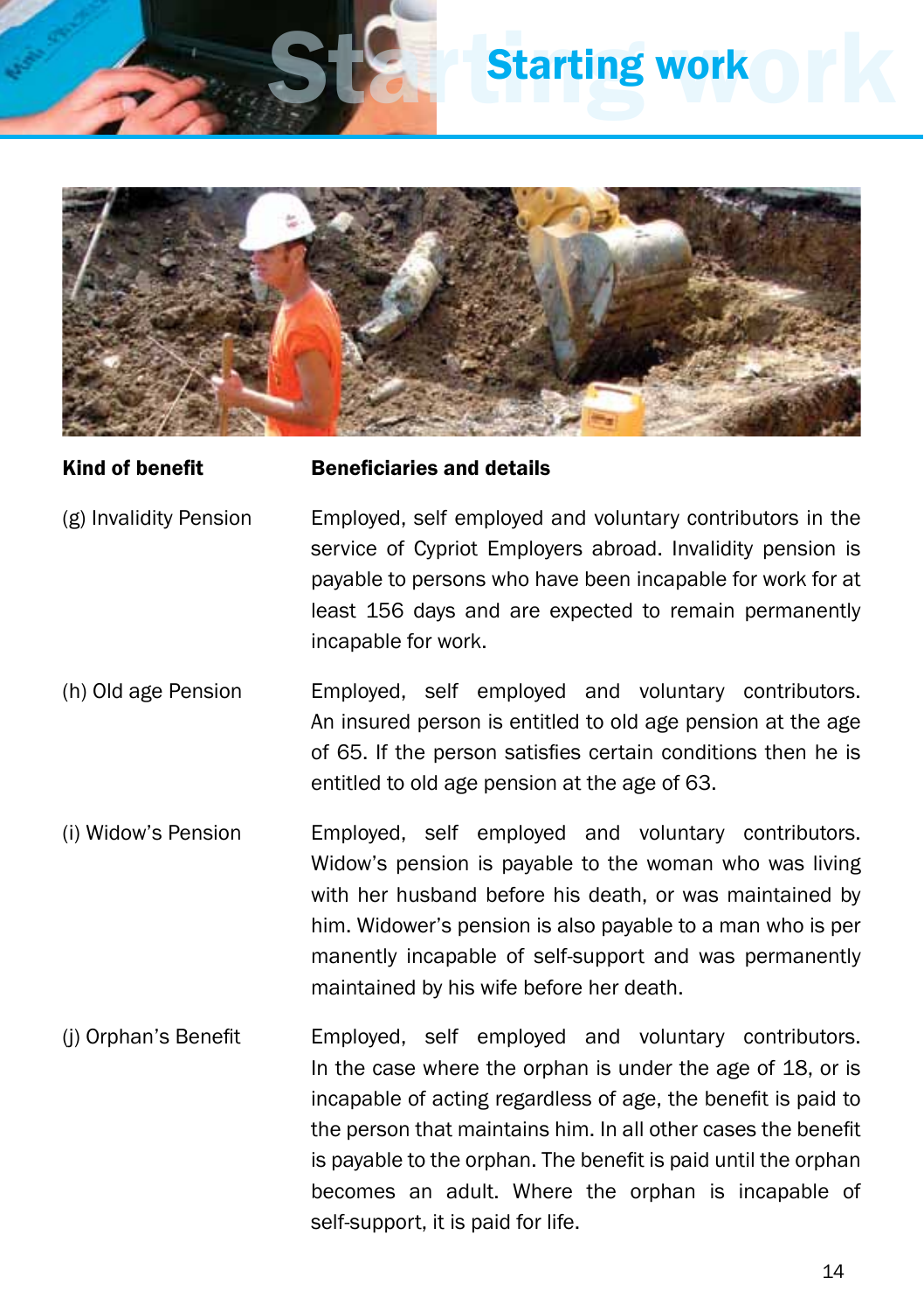# Starting work

| Kind of benefit | Beneficiaries and details |
|---|---|
| (g) Invalidity Pension | Employed, self employed and voluntary contributors in the service of Cypriot Employers abroad. Invalidity pension is payable to persons who have been incapable for work for at least 156 days and are expected to remain permanently incapable for work. |
| (h) Old age Pension | Employed, self employed and voluntary contributors. An insured person is entitled to old age pension at the age of 65. If the person satisfies certain conditions then he is entitled to old age pension at the age of 63. |
| (i) Widow's Pension | Employed, self employed and voluntary contributors. Widow's pension is payable to the woman who was living with her husband before his death, or was maintained by him. Widower's pension is also payable to a man who is per manently incapable of self-support and was permanently maintained by his wife before her death. |
| (j) Orphan's Benefit | Employed, self employed and voluntary contributors. In the case where the orphan is under the age of 18, or is incapable of acting regardless of age, the benefit is paid to the person that maintains him. In all other cases the benefit is payable to the orphan. The benefit is paid until the orphan becomes an adult. Where the orphan is incapable of self-support, it is paid for life. |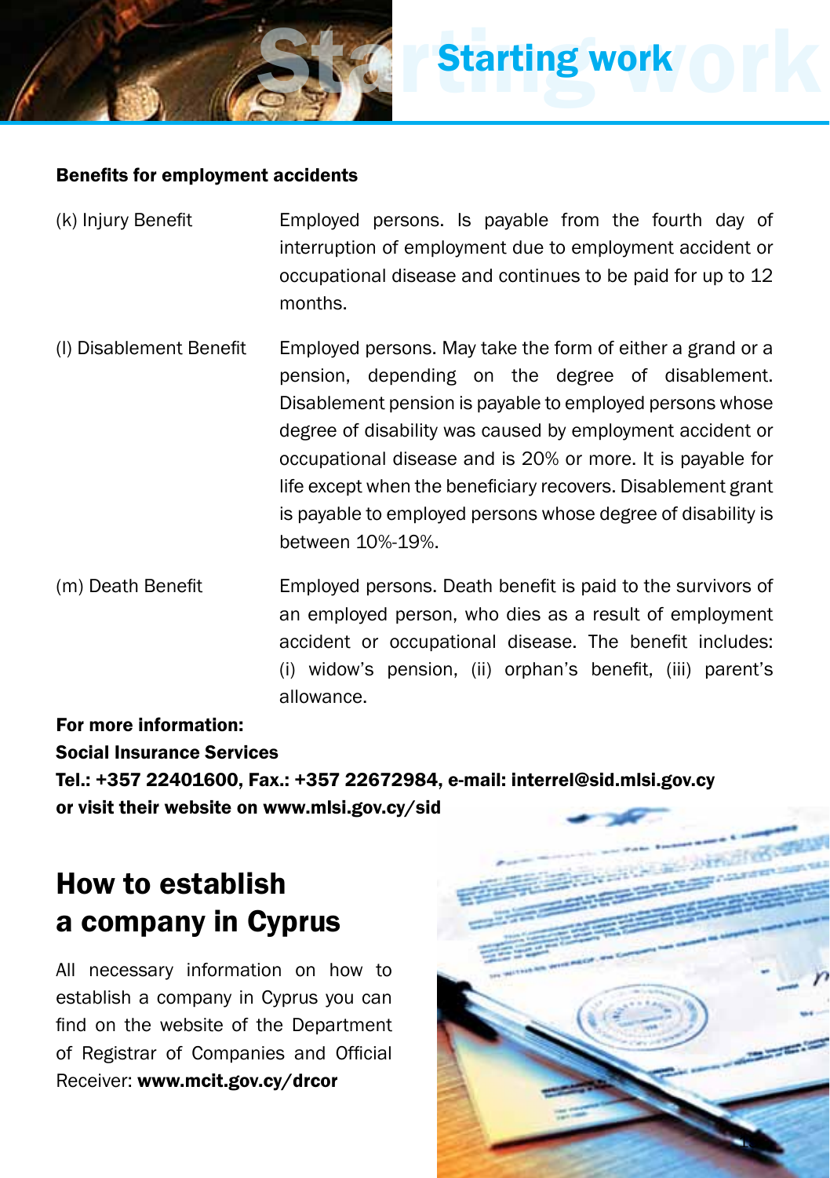## Benefits for employment accidents

(k) Injury Benefit

Employed persons. Is payable from the fourth day of interruption of employment due to employment accident or occupational disease and continues to be paid for up to 12 months.

(l) Disablement Benefit

Employed persons. May take the form of either a grand or a pension, depending on the degree of disablement. Disablement pension is payable to employed persons whose degree of disability was caused by employment accident or occupational disease and is 20% or more. It is payable for life except when the beneficiary recovers. Disablement grant is payable to employed persons whose degree of disability is between 10%-19%.

(m) Death Benefit

Employed persons. Death benefit is paid to the survivors of an employed person, who dies as a result of employment accident or occupational disease. The benefit includes: (i) widow's pension, (ii) orphan's benefit, (iii) parent's allowance.

**For more information:**
**Social Insurance Services**
**Tel.: +357 22401600, Fax.: +357 22672984, e-mail: interrel@sid.mlsi.gov.cy**
**or visit their website on www.mlsi.gov.cy/sid**

# How to establish a company in Cyprus

All necessary information on how to establish a company in Cyprus you can find on the website of the Department of Registrar of Companies and Official Receiver: **www.mcit.gov.cy/drcor**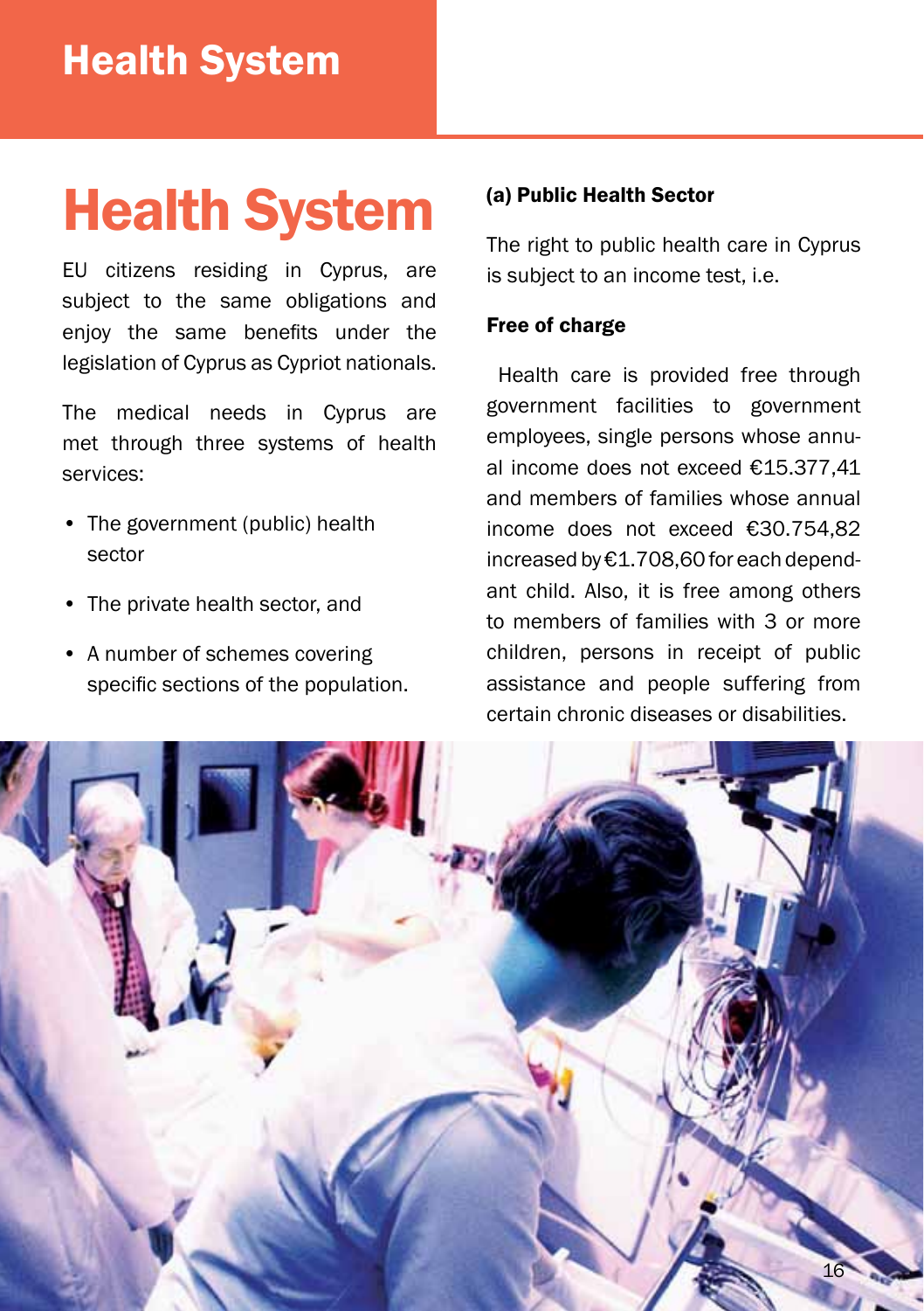# Health System

EU citizens residing in Cyprus, are subject to the same obligations and enjoy the same benefits under the legislation of Cyprus as Cypriot nationals.

The medical needs in Cyprus are met through three systems of health services:

- The government (public) health sector
- The private health sector, and
- A number of schemes covering specific sections of the population.

### (a) Public Health Sector

The right to public health care in Cyprus is subject to an income test, i.e.

#### Free of charge

Health care is provided free through government facilities to government employees, single persons whose annual income does not exceed €15.377,41 and members of families whose annual income does not exceed €30.754,82 increased by €1.708,60 for each dependant child. Also, it is free among others to members of families with 3 or more children, persons in receipt of public assistance and people suffering from certain chronic diseases or disabilities.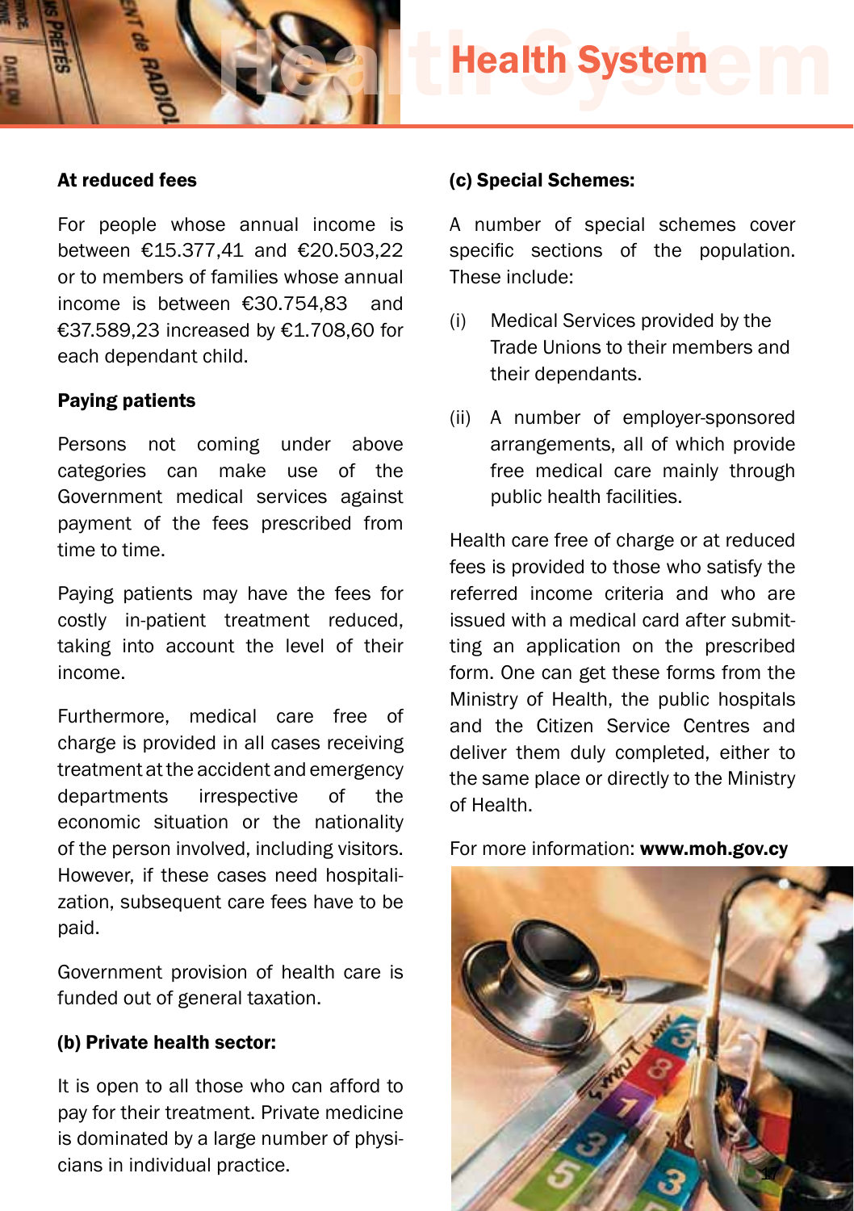#### At reduced fees

For people whose annual income is between €15.377,41 and €20.503,22 or to members of families whose annual income is between €30.754,83 and €37.589,23 increased by €1.708,60 for each dependant child.

#### Paying patients

Persons not coming under above categories can make use of the Government medical services against payment of the fees prescribed from time to time.

Paying patients may have the fees for costly in-patient treatment reduced, taking into account the level of their income.

Furthermore, medical care free of charge is provided in all cases receiving treatment at the accident and emergency departments irrespective of the economic situation or the nationality of the person involved, including visitors. However, if these cases need hospitalization, subsequent care fees have to be paid.

Government provision of health care is funded out of general taxation.

#### (b) Private health sector:

It is open to all those who can afford to pay for their treatment. Private medicine is dominated by a large number of physicians in individual practice.

#### (c) Special Schemes:

A number of special schemes cover specific sections of the population. These include:

(i) Medical Services provided by the Trade Unions to their members and their dependants.

(ii) A number of employer-sponsored arrangements, all of which provide free medical care mainly through public health facilities.

Health care free of charge or at reduced fees is provided to those who satisfy the referred income criteria and who are issued with a medical card after submitting an application on the prescribed form. One can get these forms from the Ministry of Health, the public hospitals and the Citizen Service Centres and deliver them duly completed, either to the same place or directly to the Ministry of Health.

For more information: **www.moh.gov.cy**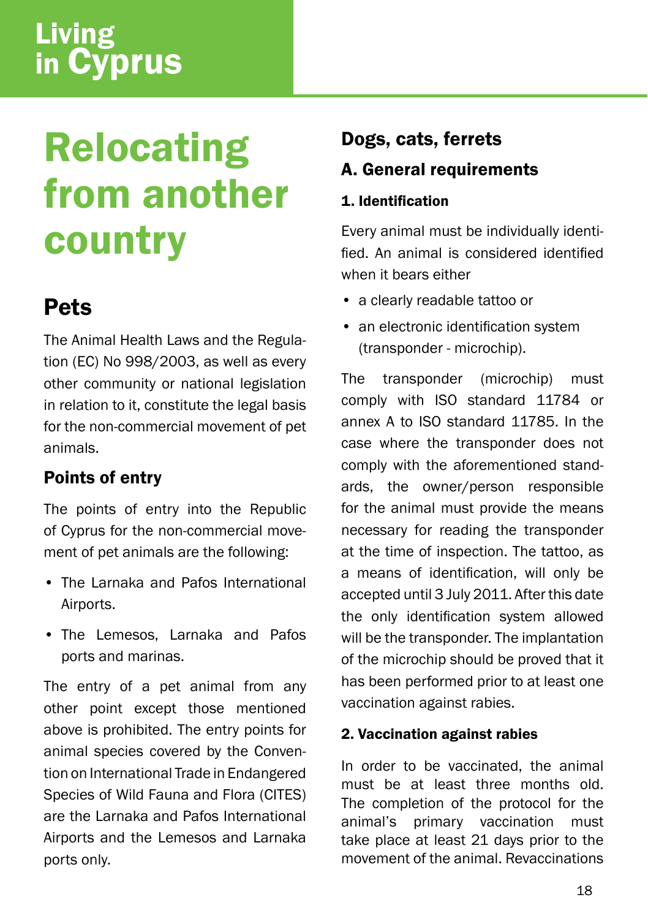# Relocating from another country

## Pets

The Animal Health Laws and the Regulation (EC) No 998/2003, as well as every other community or national legislation in relation to it, constitute the legal basis for the non-commercial movement of pet animals.

### Points of entry

The points of entry into the Republic of Cyprus for the non-commercial movement of pet animals are the following:

- The Larnaka and Pafos International Airports.
- The Lemesos, Larnaka and Pafos ports and marinas.

The entry of a pet animal from any other point except those mentioned above is prohibited. The entry points for animal species covered by the Convention on International Trade in Endangered Species of Wild Fauna and Flora (CITES) are the Larnaka and Pafos International Airports and the Lemesos and Larnaka ports only.

## Dogs, cats, ferrets

### A. General requirements

#### 1. Identification

Every animal must be individually identified. An animal is considered identified when it bears either

- a clearly readable tattoo or
- an electronic identification system (transponder - microchip).

The transponder (microchip) must comply with ISO standard 11784 or annex A to ISO standard 11785. In the case where the transponder does not comply with the aforementioned standards, the owner/person responsible for the animal must provide the means necessary for reading the transponder at the time of inspection. The tattoo, as a means of identification, will only be accepted until 3 July 2011. After this date the only identification system allowed will be the transponder. The implantation of the microchip should be proved that it has been performed prior to at least one vaccination against rabies.

#### 2. Vaccination against rabies

In order to be vaccinated, the animal must be at least three months old. The completion of the protocol for the animal's primary vaccination must take place at least 21 days prior to the movement of the animal. Revaccinations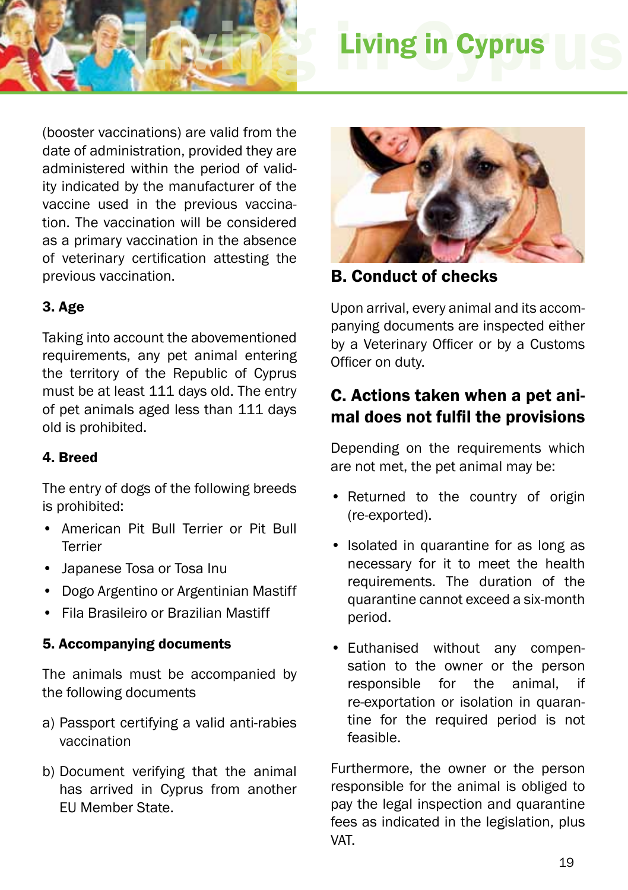(booster vaccinations) are valid from the date of administration, provided they are administered within the period of validity indicated by the manufacturer of the vaccine used in the previous vaccination. The vaccination will be considered as a primary vaccination in the absence of veterinary certification attesting the previous vaccination.

### 3. Age

Taking into account the abovementioned requirements, any pet animal entering the territory of the Republic of Cyprus must be at least 111 days old. The entry of pet animals aged less than 111 days old is prohibited.

### 4. Breed

The entry of dogs of the following breeds is prohibited:

- American Pit Bull Terrier or Pit Bull Terrier
- Japanese Tosa or Tosa Inu
- Dogo Argentino or Argentinian Mastiff
- Fila Brasileiro or Brazilian Mastiff

### 5. Accompanying documents

The animals must be accompanied by the following documents

a) Passport certifying a valid anti-rabies vaccination

b) Document verifying that the animal has arrived in Cyprus from another EU Member State.

## B. Conduct of checks

Upon arrival, every animal and its accompanying documents are inspected either by a Veterinary Officer or by a Customs Officer on duty.

## C. Actions taken when a pet animal does not fulfil the provisions

Depending on the requirements which are not met, the pet animal may be:

- Returned to the country of origin (re-exported).
- Isolated in quarantine for as long as necessary for it to meet the health requirements. The duration of the quarantine cannot exceed a six-month period.
- Euthanised without any compensation to the owner or the person responsible for the animal, if re-exportation or isolation in quarantine for the required period is not feasible.

Furthermore, the owner or the person responsible for the animal is obliged to pay the legal inspection and quarantine fees as indicated in the legislation, plus VAT.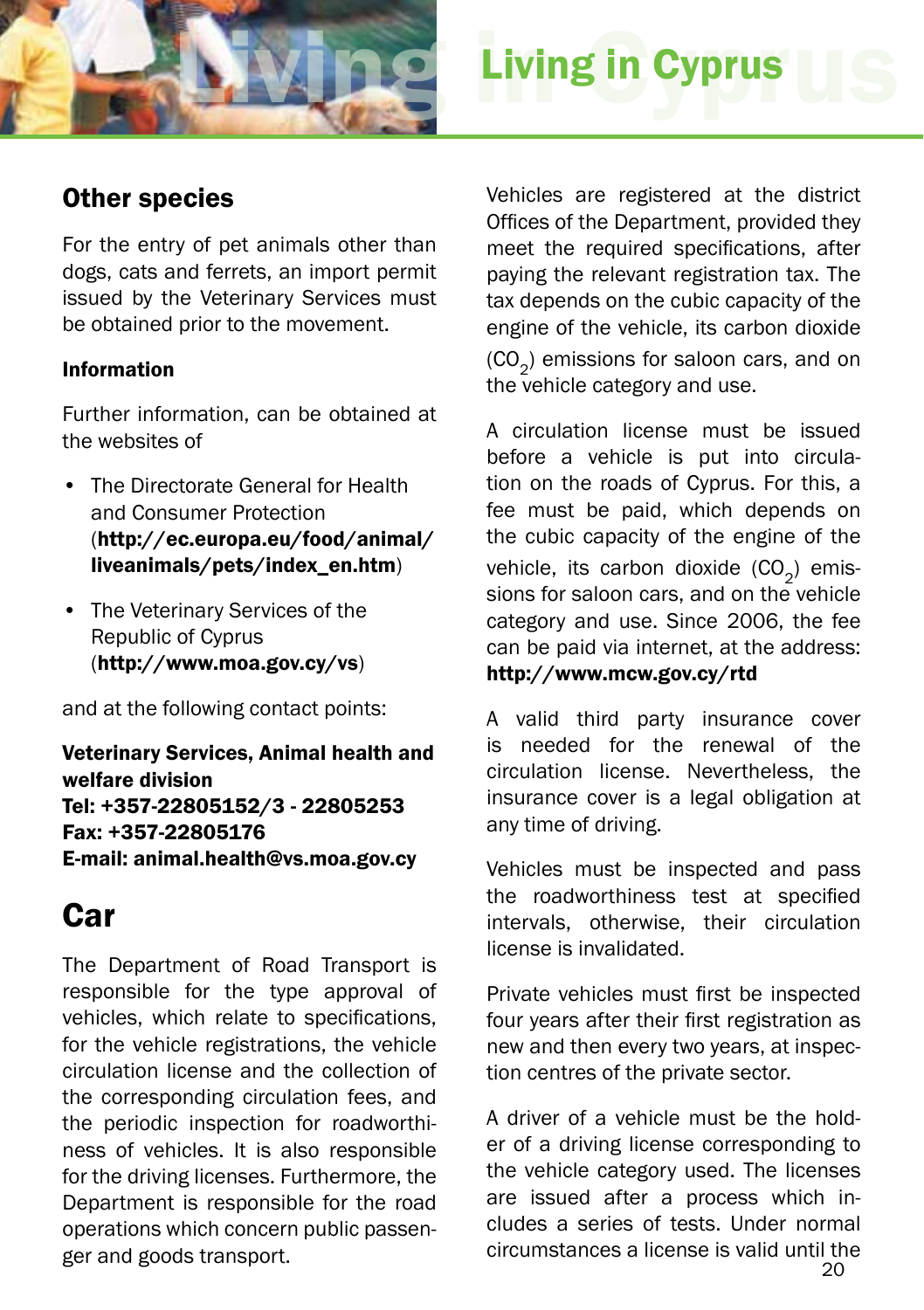## Other species

For the entry of pet animals other than dogs, cats and ferrets, an import permit issued by the Veterinary Services must be obtained prior to the movement.

### Information

Further information, can be obtained at the websites of

- The Directorate General for Health and Consumer Protection (**http://ec.europa.eu/food/animal/liveanimals/pets/index_en.htm**)
- The Veterinary Services of the Republic of Cyprus (**http://www.moa.gov.cy/vs**)

and at the following contact points:

**Veterinary Services, Animal health and welfare division**
**Tel: +357-22805152/3 - 22805253**
**Fax: +357-22805176**
**E-mail: animal.health@vs.moa.gov.cy**

# Car

The Department of Road Transport is responsible for the type approval of vehicles, which relate to specifications, for the vehicle registrations, the vehicle circulation license and the collection of the corresponding circulation fees, and the periodic inspection for roadworthiness of vehicles. It is also responsible for the driving licenses. Furthermore, the Department is responsible for the road operations which concern public passenger and goods transport.

Vehicles are registered at the district Offices of the Department, provided they meet the required specifications, after paying the relevant registration tax. The tax depends on the cubic capacity of the engine of the vehicle, its carbon dioxide ($CO_2$) emissions for saloon cars, and on the vehicle category and use.

A circulation license must be issued before a vehicle is put into circulation on the roads of Cyprus. For this, a fee must be paid, which depends on the cubic capacity of the engine of the vehicle, its carbon dioxide ($CO_2$) emissions for saloon cars, and on the vehicle category and use. Since 2006, the fee can be paid via internet, at the address: **http://www.mcw.gov.cy/rtd**

A valid third party insurance cover is needed for the renewal of the circulation license. Nevertheless, the insurance cover is a legal obligation at any time of driving.

Vehicles must be inspected and pass the roadworthiness test at specified intervals, otherwise, their circulation license is invalidated.

Private vehicles must first be inspected four years after their first registration as new and then every two years, at inspection centres of the private sector.

A driver of a vehicle must be the holder of a driving license corresponding to the vehicle category used. The licenses are issued after a process which includes a series of tests. Under normal circumstances a license is valid until the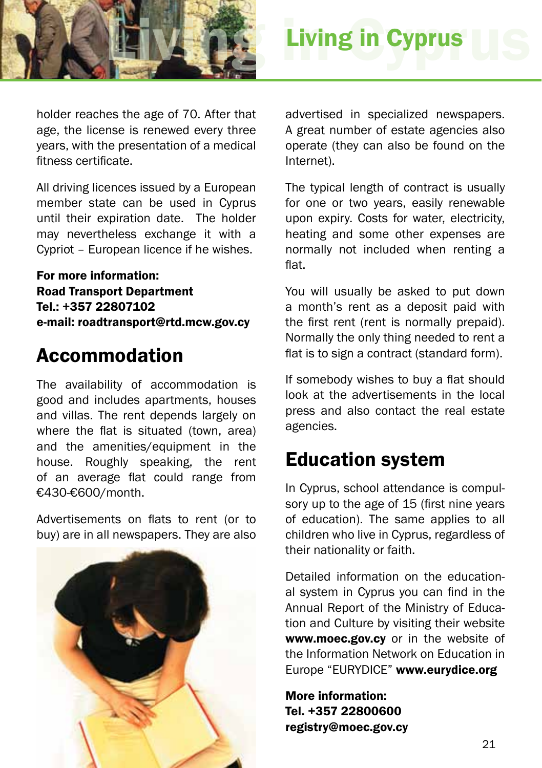holder reaches the age of 70. After that age, the license is renewed every three years, with the presentation of a medical fitness certificate.

All driving licences issued by a European member state can be used in Cyprus until their expiration date. The holder may nevertheless exchange it with a Cypriot – European licence if he wishes.

**For more information:**
**Road Transport Department**
**Tel.: +357 22807102**
**e-mail: roadtransport@rtd.mcw.gov.cy**

## Accommodation

The availability of accommodation is good and includes apartments, houses and villas. The rent depends largely on where the flat is situated (town, area) and the amenities/equipment in the house. Roughly speaking, the rent of an average flat could range from €430-€600/month.

Advertisements on flats to rent (or to buy) are in all newspapers. They are also advertised in specialized newspapers. A great number of estate agencies also operate (they can also be found on the Internet).

The typical length of contract is usually for one or two years, easily renewable upon expiry. Costs for water, electricity, heating and some other expenses are normally not included when renting a flat.

You will usually be asked to put down a month's rent as a deposit paid with the first rent (rent is normally prepaid). Normally the only thing needed to rent a flat is to sign a contract (standard form).

If somebody wishes to buy a flat should look at the advertisements in the local press and also contact the real estate agencies.

## Education system

In Cyprus, school attendance is compulsory up to the age of 15 (first nine years of education). The same applies to all children who live in Cyprus, regardless of their nationality or faith.

Detailed information on the educational system in Cyprus you can find in the Annual Report of the Ministry of Education and Culture by visiting their website **www.moec.gov.cy** or in the website of the Information Network on Education in Europe "EURYDICE" **www.eurydice.org**

**More information:**
**Tel. +357 22800600**
**registry@moec.gov.cy**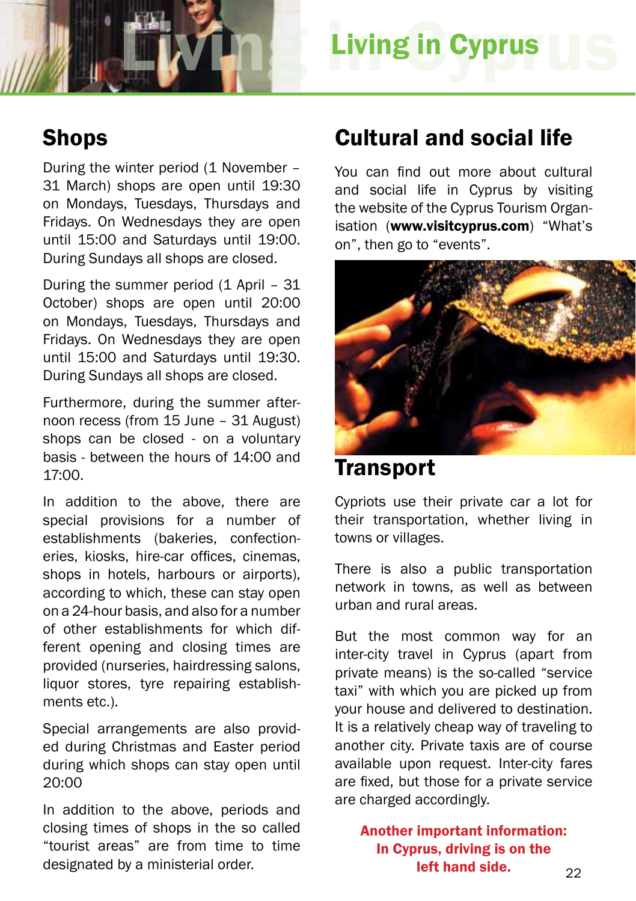# Living in Cyprus

## Shops

During the winter period (1 November – 31 March) shops are open until 19:30 on Mondays, Tuesdays, Thursdays and Fridays. On Wednesdays they are open until 15:00 and Saturdays until 19:00. During Sundays all shops are closed.

During the summer period (1 April – 31 October) shops are open until 20:00 on Mondays, Tuesdays, Thursdays and Fridays. On Wednesdays they are open until 15:00 and Saturdays until 19:30. During Sundays all shops are closed.

Furthermore, during the summer afternoon recess (from 15 June – 31 August) shops can be closed - on a voluntary basis - between the hours of 14:00 and 17:00.

In addition to the above, there are special provisions for a number of establishments (bakeries, confectioneries, kiosks, hire-car offices, cinemas, shops in hotels, harbours or airports), according to which, these can stay open on a 24-hour basis, and also for a number of other establishments for which different opening and closing times are provided (nurseries, hairdressing salons, liquor stores, tyre repairing establishments etc.).

Special arrangements are also provided during Christmas and Easter period during which shops can stay open until 20:00

In addition to the above, periods and closing times of shops in the so called "tourist areas" are from time to time designated by a ministerial order.

## Cultural and social life

You can find out more about cultural and social life in Cyprus by visiting the website of the Cyprus Tourism Organisation (**www.visitcyprus.com**) "What's on", then go to "events".

## Transport

Cypriots use their private car a lot for their transportation, whether living in towns or villages.

There is also a public transportation network in towns, as well as between urban and rural areas.

But the most common way for an inter-city travel in Cyprus (apart from private means) is the so-called "service taxi" with which you are picked up from your house and delivered to destination. It is a relatively cheap way of traveling to another city. Private taxis are of course available upon request. Inter-city fares are fixed, but those for a private service are charged accordingly.

**Another important information: In Cyprus, driving is on the left hand side.**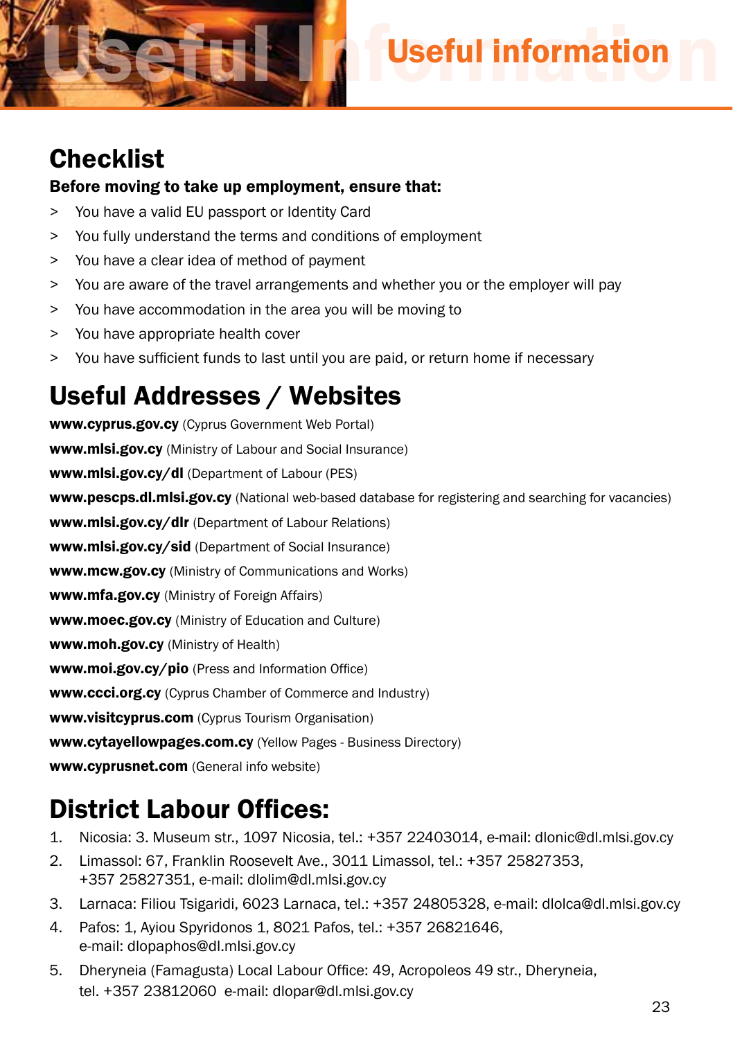# Useful information

## Checklist

**Before moving to take up employment, ensure that:**

- > You have a valid EU passport or Identity Card
- > You fully understand the terms and conditions of employment
- > You have a clear idea of method of payment
- > You are aware of the travel arrangements and whether you or the employer will pay
- > You have accommodation in the area you will be moving to
- > You have appropriate health cover
- > You have sufficient funds to last until you are paid, or return home if necessary

## Useful Addresses / Websites

**www.cyprus.gov.cy** (Cyprus Government Web Portal)

**www.mlsi.gov.cy** (Ministry of Labour and Social Insurance)

**www.mlsi.gov.cy/dl** (Department of Labour (PES)

**www.pescps.dl.mlsi.gov.cy** (National web-based database for registering and searching for vacancies)

**www.mlsi.gov.cy/dlr** (Department of Labour Relations)

**www.mlsi.gov.cy/sid** (Department of Social Insurance)

**www.mcw.gov.cy** (Ministry of Communications and Works)

**www.mfa.gov.cy** (Ministry of Foreign Affairs)

**www.moec.gov.cy** (Ministry of Education and Culture)

**www.moh.gov.cy** (Ministry of Health)

**www.moi.gov.cy/pio** (Press and Information Office)

**www.ccci.org.cy** (Cyprus Chamber of Commerce and Industry)

**www.visitcyprus.com** (Cyprus Tourism Organisation)

**www.cytayellowpages.com.cy** (Yellow Pages - Business Directory)

**www.cyprusnet.com** (General info website)

## District Labour Offices:

1. Nicosia: 3. Museum str., 1097 Nicosia, tel.: +357 22403014, e-mail: dlonic@dl.mlsi.gov.cy
2. Limassol: 67, Franklin Roosevelt Ave., 3011 Limassol, tel.: +357 25827353, +357 25827351, e-mail: dlolim@dl.mlsi.gov.cy
3. Larnaca: Filiou Tsigaridi, 6023 Larnaca, tel.: +357 24805328, e-mail: dlolca@dl.mlsi.gov.cy
4. Pafos: 1, Ayiou Spyridonos 1, 8021 Pafos, tel.: +357 26821646, e-mail: dlopaphos@dl.mlsi.gov.cy
5. Dheryneia (Famagusta) Local Labour Office: 49, Acropoleos 49 str., Dheryneia, tel. +357 23812060 e-mail: dlopar@dl.mlsi.gov.cy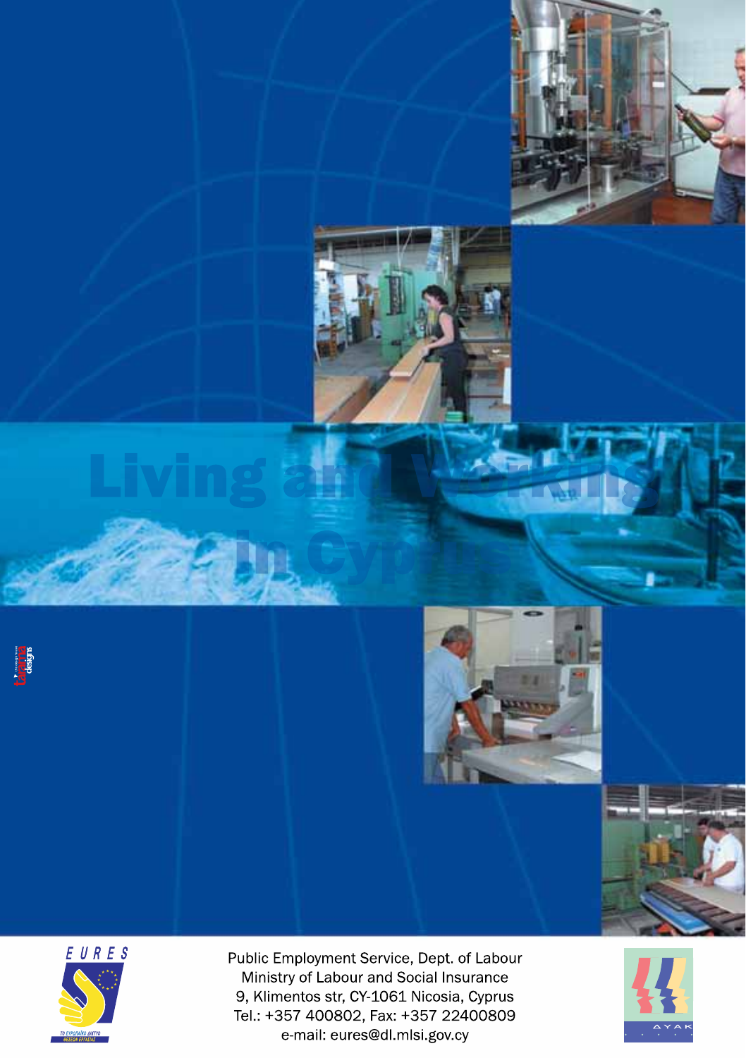# Living and Working in Cyprus

Public Employment Service, Dept. of Labour
Ministry of Labour and Social Insurance
9, Klimentos str, CY-1061 Nicosia, Cyprus
Tel.: +357 400802, Fax: +357 22400809
e-mail: eures@dl.mlsi.gov.cy